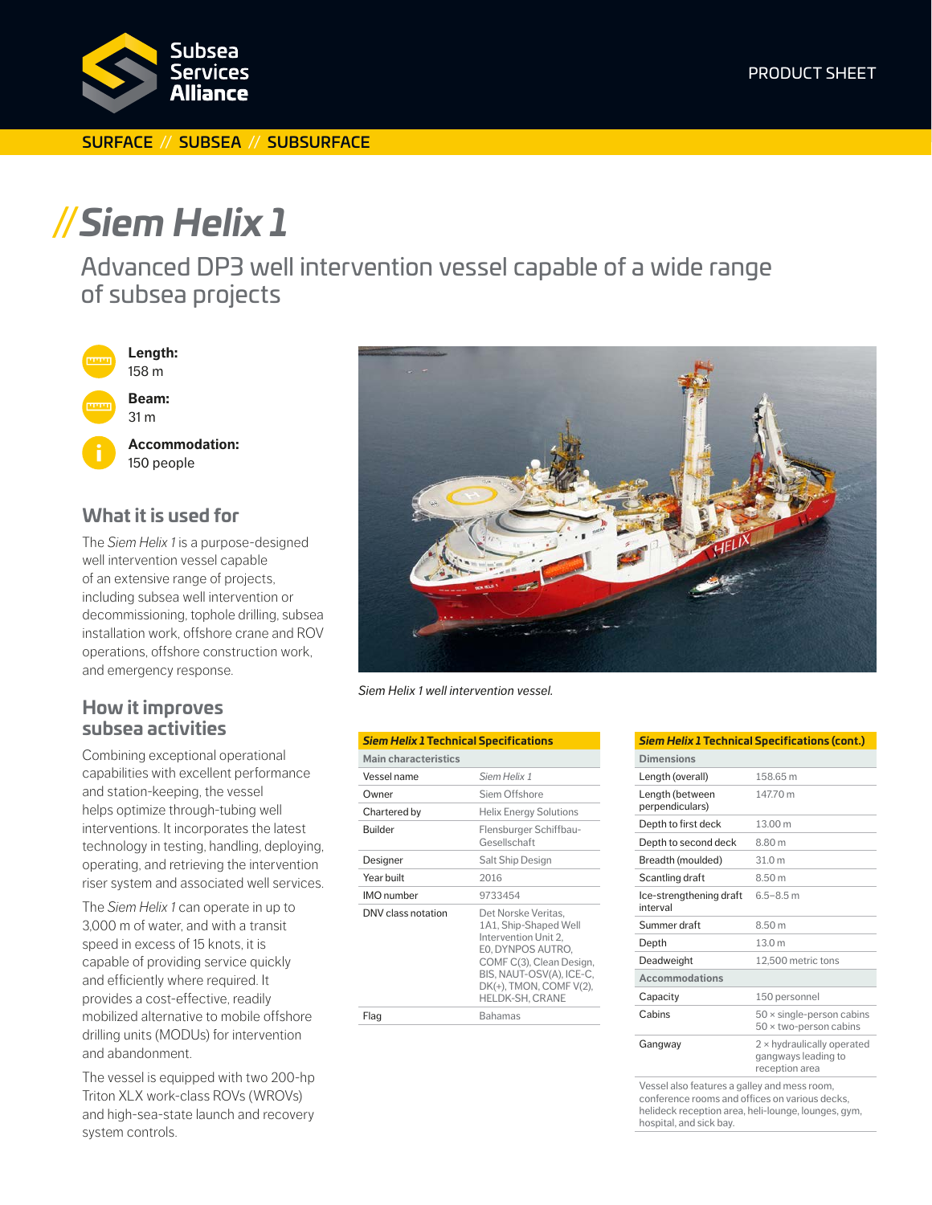Subsea Services Alliance

PRODUCT SHEET

SURFACE // SUBSEA // SUBSURFACE

# //*Siem Helix 1*

## Advanced DP3 well intervention vessel capable of a wide range of subsea projects

**Length:**
158 m

**Beam:**
31 m

**Accommodation:**
150 people

### What it is used for

The *Siem Helix 1* is a purpose-designed well intervention vessel capable of an extensive range of projects, including subsea well intervention or decommissioning, tophole drilling, subsea installation work, offshore crane and ROV operations, offshore construction work, and emergency response.

### How it improves subsea activities

Combining exceptional operational capabilities with excellent performance and station-keeping, the vessel helps optimize through-tubing well interventions. It incorporates the latest technology in testing, handling, deploying, operating, and retrieving the intervention riser system and associated well services.

The *Siem Helix 1* can operate in up to 3,000 m of water, and with a transit speed in excess of 15 knots, it is capable of providing service quickly and efficiently where required. It provides a cost-effective, readily mobilized alternative to mobile offshore drilling units (MODUs) for intervention and abandonment.

The vessel is equipped with two 200-hp Triton XLX work-class ROVs (WROVs) and high-sea-state launch and recovery system controls.

*Siem Helix 1 well intervention vessel.*

| ***Siem Helix 1* Technical Specifications** | |
|---|---|
| **Main characteristics** | |
| Vessel name | *Siem Helix 1* |
| Owner | Siem Offshore |
| Chartered by | Helix Energy Solutions |
| Builder | Flensburger Schiffbau-Gesellschaft |
| Designer | Salt Ship Design |
| Year built | 2016 |
| IMO number | 9733454 |
| DNV class notation | Det Norske Veritas, 1A1, Ship-Shaped Well Intervention Unit 2, E0, DYNPOS AUTRO, COMF C(3), Clean Design, BIS, NAUT-OSV(A), ICE-C, DK(+), TMON, COMF V(2), HELDK-SH, CRANE |
| Flag | Bahamas |

| ***Siem Helix 1* Technical Specifications (cont.)** | |
|---|---|
| **Dimensions** | |
| Length (overall) | 158.65 m |
| Length (between perpendiculars) | 147.70 m |
| Depth to first deck | 13.00 m |
| Depth to second deck | 8.80 m |
| Breadth (moulded) | 31.0 m |
| Scantling draft | 8.50 m |
| Ice-strengthening draft interval | 6.5–8.5 m |
| Summer draft | 8.50 m |
| Depth | 13.0 m |
| Deadweight | 12,500 metric tons |
| **Accommodations** | |
| Capacity | 150 personnel |
| Cabins | 50 × single-person cabins<br>50 × two-person cabins |
| Gangway | 2 × hydraulically operated gangways leading to reception area |

Vessel also features a galley and mess room, conference rooms and offices on various decks, helideck reception area, heli-lounge, lounges, gym, hospital, and sick bay.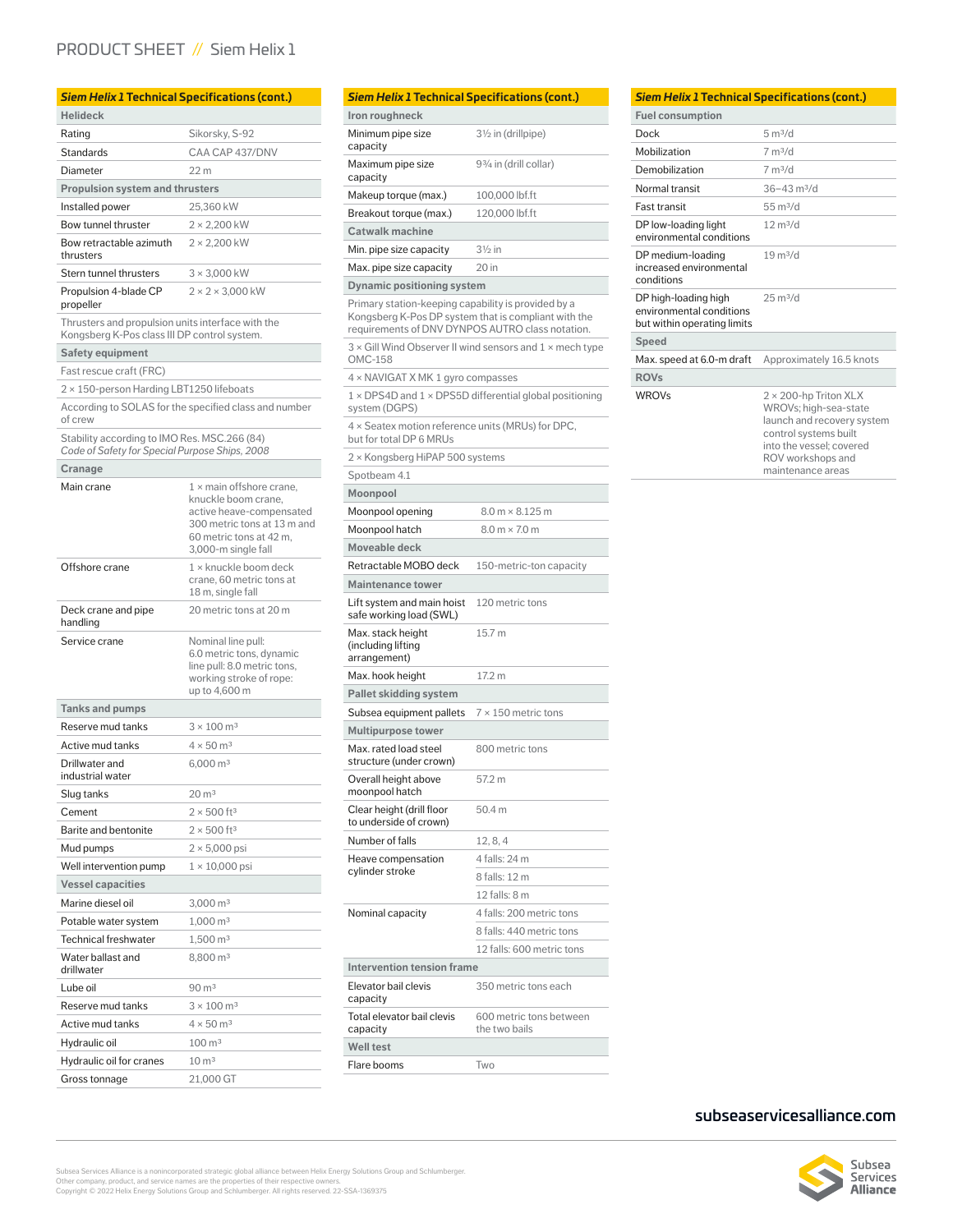# PRODUCT SHEET // Siem Helix 1

## *Siem Helix 1* Technical Specifications (cont.)

| | |
|---|---|
| **Helideck** | |
| Rating | Sikorsky, S-92 |
| Standards | CAA CAP 437/DNV |
| Diameter | 22 m |
| **Propulsion system and thrusters** | |
| Installed power | 25,360 kW |
| Bow tunnel thruster | 2 × 2,200 kW |
| Bow retractable azimuth thrusters | 2 × 2,200 kW |
| Stern tunnel thrusters | 3 × 3,000 kW |
| Propulsion 4-blade CP propeller | 2 × 2 × 3,000 kW |
| Thrusters and propulsion units interface with the Kongsberg K-Pos class III DP control system. | |
| **Safety equipment** | |
| Fast rescue craft (FRC) | |
| 2 × 150-person Harding LBT1250 lifeboats | |
| According to SOLAS for the specified class and number of crew | |
| Stability according to IMO Res. MSC.266 (84) *Code of Safety for Special Purpose Ships, 2008* | |
| **Cranage** | |
| Main crane | 1 × main offshore crane, knuckle boom crane, active heave-compensated 300 metric tons at 13 m and 60 metric tons at 42 m, 3,000-m single fall |
| Offshore crane | 1 × knuckle boom deck crane, 60 metric tons at 18 m, single fall |
| Deck crane and pipe handling | 20 metric tons at 20 m |
| Service crane | Nominal line pull: 6.0 metric tons, dynamic line pull: 8.0 metric tons, working stroke of rope: up to 4,600 m |
| **Tanks and pumps** | |
| Reserve mud tanks | 3 × 100 m³ |
| Active mud tanks | 4 × 50 m³ |
| Drillwater and industrial water | 6,000 m³ |
| Slug tanks | 20 m³ |
| Cement | 2 × 500 ft³ |
| Barite and bentonite | 2 × 500 ft³ |
| Mud pumps | 2 × 5,000 psi |
| Well intervention pump | 1 × 10,000 psi |
| **Vessel capacities** | |
| Marine diesel oil | 3,000 m³ |
| Potable water system | 1,000 m³ |
| Technical freshwater | 1,500 m³ |
| Water ballast and drillwater | 8,800 m³ |
| Lube oil | 90 m³ |
| Reserve mud tanks | 3 × 100 m³ |
| Active mud tanks | 4 × 50 m³ |
| Hydraulic oil | 100 m³ |
| Hydraulic oil for cranes | 10 m³ |
| Gross tonnage | 21,000 GT |

## *Siem Helix 1* Technical Specifications (cont.)

| | |
|---|---|
| **Iron roughneck** | |
| Minimum pipe size capacity | 3½ in (drillpipe) |
| Maximum pipe size capacity | 9¾ in (drill collar) |
| Makeup torque (max.) | 100,000 lbf.ft |
| Breakout torque (max.) | 120,000 lbf.ft |
| **Catwalk machine** | |
| Min. pipe size capacity | 3½ in |
| Max. pipe size capacity | 20 in |
| **Dynamic positioning system** | |
| Primary station-keeping capability is provided by a Kongsberg K-Pos DP system that is compliant with the requirements of DNV DYNPOS AUTRO class notation. | |
| 3 × Gill Wind Observer II wind sensors and 1 × mech type OMC-158 | |
| 4 × NAVIGAT X MK 1 gyro compasses | |
| 1 × DPS4D and 1 × DPS5D differential global positioning system (DGPS) | |
| 4 × Seatex motion reference units (MRUs) for DPC, but for total DP 6 MRUs | |
| 2 × Kongsberg HiPAP 500 systems | |
| Spotbeam 4.1 | |
| **Moonpool** | |
| Moonpool opening | 8.0 m × 8.125 m |
| Moonpool hatch | 8.0 m × 7.0 m |
| **Moveable deck** | |
| Retractable MOBO deck | 150-metric-ton capacity |
| **Maintenance tower** | |
| Lift system and main hoist safe working load (SWL) | 120 metric tons |
| Max. stack height (including lifting arrangement) | 15.7 m |
| Max. hook height | 17.2 m |
| **Pallet skidding system** | |
| Subsea equipment pallets | 7 × 150 metric tons |
| **Multipurpose tower** | |
| Max. rated load steel structure (under crown) | 800 metric tons |
| Overall height above moonpool hatch | 57.2 m |
| Clear height (drill floor to underside of crown) | 50.4 m |
| Number of falls | 12, 8, 4 |
| Heave compensation cylinder stroke | 4 falls: 24 m |
| | 8 falls: 12 m |
| | 12 falls: 8 m |
| Nominal capacity | 4 falls: 200 metric tons |
| | 8 falls: 440 metric tons |
| | 12 falls: 600 metric tons |
| **Intervention tension frame** | |
| Elevator bail clevis capacity | 350 metric tons each |
| Total elevator bail clevis capacity | 600 metric tons between the two bails |
| **Well test** | |
| Flare booms | Two |

## *Siem Helix 1* Technical Specifications (cont.)

| | |
|---|---|
| **Fuel consumption** | |
| Dock | 5 m³/d |
| Mobilization | 7 m³/d |
| Demobilization | 7 m³/d |
| Normal transit | 36–43 m³/d |
| Fast transit | 55 m³/d |
| DP low-loading light environmental conditions | 12 m³/d |
| DP medium-loading increased environmental conditions | 19 m³/d |
| DP high-loading high environmental conditions but within operating limits | 25 m³/d |
| **Speed** | |
| Max. speed at 6.0-m draft | Approximately 16.5 knots |
| **ROVs** | |
| WROVs | 2 × 200-hp Triton XLX WROVs; high-sea-state launch and recovery system control systems built into the vessel; covered ROV workshops and maintenance areas |

subseaservicesalliance.com

Subsea Services Alliance is a nonincorporated strategic global alliance between Helix Energy Solutions Group and Schlumberger.
Other company, product, and service names are the properties of their respective owners.
Copyright © 2022 Helix Energy Solutions Group and Schlumberger. All rights reserved. 22-SSA-1369375

Subsea Services Alliance